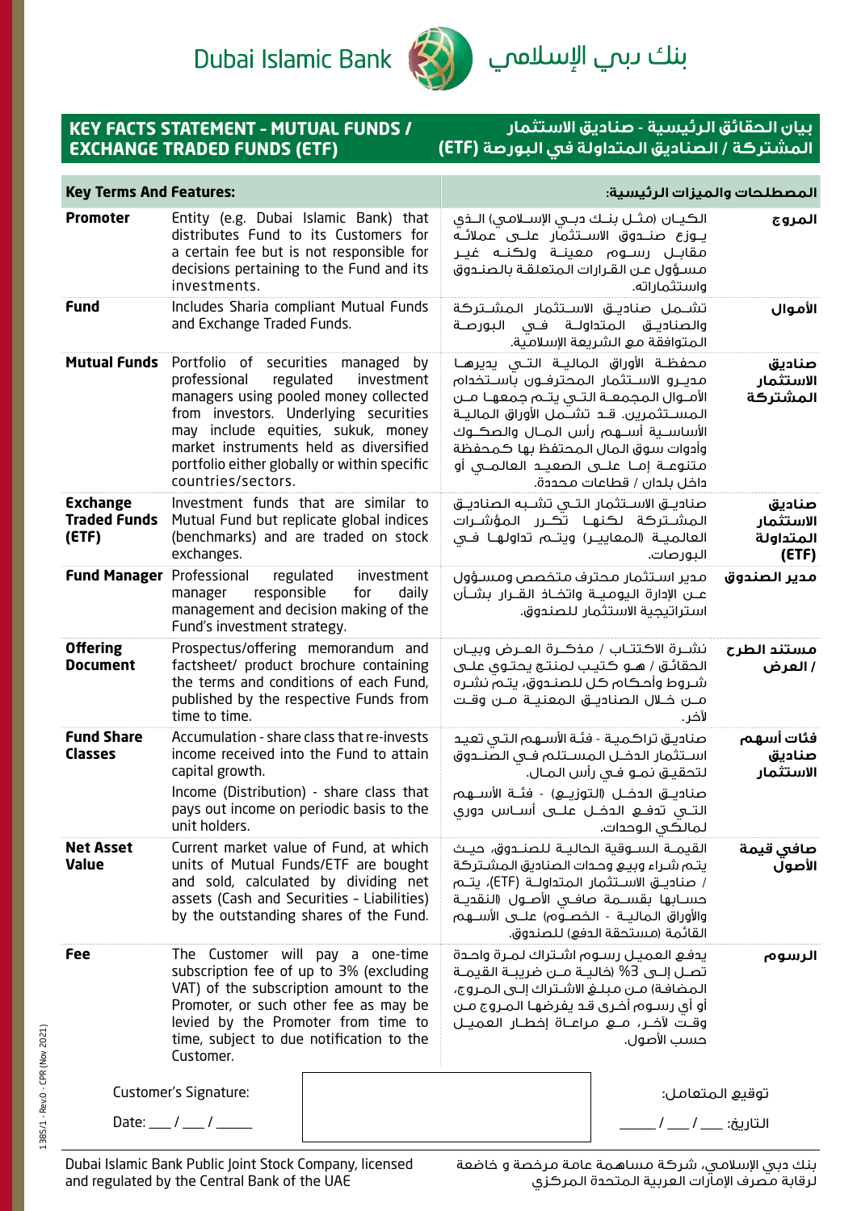Dubai Islamic Bank بنك دبي الإسلامي

## KEY FACTS STATEMENT - MUTUAL FUNDS / EXCHANGE TRADED FUNDS (ETF)

## بيان الحقائق الرئيسية - صناديق الاستثمار المشتركة / الصناديق المتداولة في البورصة (ETF)

| Key Terms And Features: | | المصطلحات والميزات الرئيسية: | |
|---|---|---|---|
| **Promoter** | Entity (e.g. Dubai Islamic Bank) that distributes Fund to its Customers for a certain fee but is not responsible for decisions pertaining to the Fund and its investments. | الكيان (مثل بنك دبي الإسلامي) الذي يوزع صندوق الاستثمار على عملائه مقابل رسوم معينة ولكنه غير مسؤول عن القرارات المتعلقة بالصندوق واستثماراته. | **المروج** |
| **Fund** | Includes Sharia compliant Mutual Funds and Exchange Traded Funds. | تشمل صناديق الاستثمار المشتركة والصناديق المتداولة في البورصة المتوافقة مع الشريعة الإسلامية. | **الأموال** |
| **Mutual Funds** | Portfolio of securities managed by professional regulated investment managers using pooled money collected from investors. Underlying securities may include equities, sukuk, money market instruments held as diversified portfolio either globally or within specific countries/sectors. | محفظة الأوراق المالية التي يديرها مديرو الاستثمار المحترفون باستخدام الأموال المجمعة التي يتم جمعها من المستثمرين. قد تشمل الأوراق المالية الأساسية أسهم رأس المال والصكوك وأدوات سوق المال المحتفظ بها كمحفظة متنوعة إما على الصعيد العالمي أو داخل بلدان / قطاعات محددة. | **صناديق الاستثمار المشتركة** |
| **Exchange Traded Funds (ETF)** | Investment funds that are similar to Mutual Fund but replicate global indices (benchmarks) and are traded on stock exchanges. | صناديق الاستثمار التي تشبه الصناديق المشتركة لكنها تكرر المؤشرات العالمية (المعايير) ويتم تداولها في البورصات. | **صناديق الاستثمار المتداولة (ETF)** |
| **Fund Manager** | Professional regulated investment manager responsible for daily management and decision making of the Fund's investment strategy. | مدير استثمار محترف متخصص ومسؤول عن الإدارة اليومية واتخاذ القرار بشأن استراتيجية الاستثمار للصندوق. | **مدير الصندوق** |
| **Offering Document** | Prospectus/offering memorandum and factsheet/ product brochure containing the terms and conditions of each Fund, published by the respective Funds from time to time. | نشرة الاكتتاب / مذكرة العرض وبيان الحقائق / هو كتيب لمنتج يحتوي على شروط وأحكام كل للصندوق، يتم نشره من خلال الصناديق المعنية من وقت لآخر. | **مستند الطرح / العرض** |
| **Fund Share Classes** | Accumulation - share class that re-invests income received into the Fund to attain capital growth.<br><br>Income (Distribution) - share class that pays out income on periodic basis to the unit holders. | صناديق تراكمية - فئة الأسهم التي تعيد استثمار الدخل المستلم في الصندوق لتحقيق نمو في رأس المال.<br><br>صناديق الدخل (التوزيع) - فئة الأسهم التي تدفع الدخل على أساس دوري لمالكي الوحدات. | **فئات أسهم صناديق الاستثمار** |
| **Net Asset Value** | Current market value of Fund, at which units of Mutual Funds/ETF are bought and sold, calculated by dividing net assets (Cash and Securities - Liabilities) by the outstanding shares of the Fund. | القيمة السوقية الحالية للصندوق، حيث يتم شراء وبيع وحدات الصناديق المشتركة / صناديق الاستثمار المتداولة (ETF)، يتم حسابها بقسمة صافي الأصول (النقدية والأوراق المالية - الخصوم) على الأسهم القائمة (مستحقة الدفع) للصندوق. | **صافي قيمة الأصول** |
| **Fee** | The Customer will pay a one-time subscription fee of up to 3% (excluding VAT) of the subscription amount to the Promoter, or such other fee as may be levied by the Promoter from time to time, subject to due notification to the Customer. | يدفع العميل رسوم اشتراك لمرة واحدة تصل إلى 3% (خالية من ضريبة القيمة المضافة) من مبلغ الاشتراك إلى المروج، أو أي رسوم أخرى قد يفرضها المروج من وقت لآخر، مع مراعاة إخطار العميل حسب الأصول. | **الرسوم** |

Customer's Signature: توقيع المتعامل:

Date: ___ / ___ / _____ التاريخ: ___ / ___ / _____

Dubai Islamic Bank Public Joint Stock Company, licensed and regulated by the Central Bank of the UAE

بنك دبي الإسلامي، شركة مساهمة عامة مرخصة و خاضعة لرقابة مصرف الإمارات العربية المتحدة المركزي

1385/1 - Rev.0 - CPR (Nov 2021)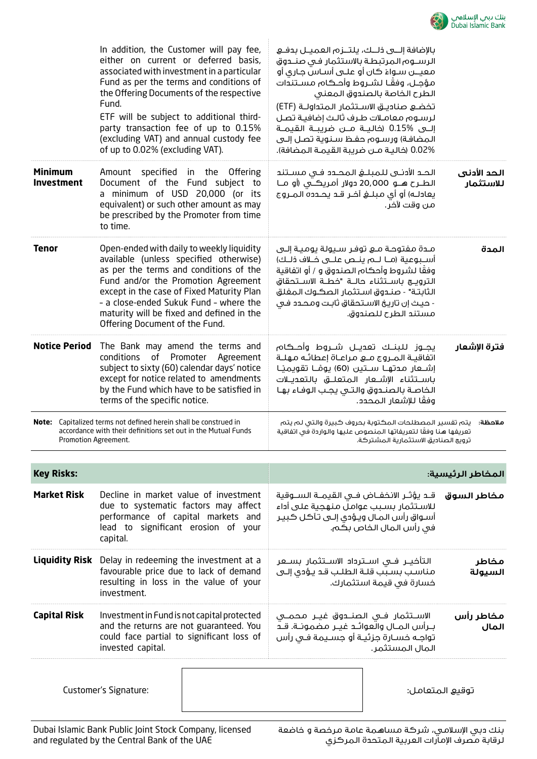| | | | |
|---|---|---|---|
| | In addition, the Customer will pay fee, either on current or deferred basis, associated with investment in a particular Fund as per the terms and conditions of the Offering Documents of the respective Fund.<br>ETF will be subject to additional third-party transaction fee of up to 0.15% (excluding VAT) and annual custody fee of up to 0.02% (excluding VAT). | بالإضافة إلى ذلك، يلتزم العميل بدفع الرسوم المرتبطة بالاستثمار في صندوق معين سواء كان أو على أساس جاري أو مؤجل، وفقًا لشروط وأحكام مستندات الطرح الخاصة بالصندوق المعني<br>تخضع صناديق الاستثمار المتداولة (ETF) لرسوم معاملات طرف ثالث إضافية تصل إلى 0.15% (خالية من ضريبة القيمة المضافة) ورسوم حفظ سنوية تصل إلى 0.02% (خالية من ضريبة القيمة المضافة). | |
| **Minimum Investment** | Amount specified in the Offering Document of the Fund subject to a minimum of USD 20,000 (or its equivalent) or such other amount as may be prescribed by the Promoter from time to time. | الحد الأدنى للمبلغ المحدد في مستند الطرح هو 20,000 دولار أمريكي (أو ما يعادله) أو أي مبلغ آخر قد يحدده المروج من وقت لآخر. | **الحد الأدنى للاستثمار** |
| **Tenor** | Open-ended with daily to weekly liquidity available (unless specified otherwise) as per the terms and conditions of the Fund and/or the Promotion Agreement except in the case of Fixed Maturity Plan - a close-ended Sukuk Fund - where the maturity will be fixed and defined in the Offering Document of the Fund. | مدة مفتوحة مع توفر سيولة يومية إلى أسبوعية (ما لم ينص على خلاف ذلك) وفقًا لشروط وأحكام الصندوق و / أو اتفاقية الترويج باستثناء حالة "خطة الاستحقاق الثابتة" - صندوق استثمار الصكوك المغلق - حيث إن تاريخ الاستحقاق ثابت ومحدد في مستند الطرح للصندوق. | **المدة** |
| **Notice Period** | The Bank may amend the terms and conditions of Promoter Agreement subject to sixty (60) calendar days' notice except for notice related to amendments by the Fund which have to be satisfied in terms of the specific notice. | يجوز للبنك تعديل شروط وأحكام اتفاقية المروج مع مراعاة إعطائه مهلة إشعار مدتها ستين (60) يومًا تقويميًا باستثناء الإشعار المتعلق بالتعديلات الخاصة بالصندوق والتي يجب الوفاء بها وفقًا للإشعار المحدد. | **فترة الإشعار** |

**Note:** Capitalized terms not defined herein shall be construed in accordance with their definitions set out in the Mutual Funds Promotion Agreement.

**ملاحظة:** يتم تفسير المصطلحات المكتوبة بحروف كبيرة والتي لم يتم تعريفها هنا وفقًا لتعريفاتها المنصوص عليها والواردة في اتفاقية ترويج الصناديق الاستثمارية المشتركة.

| **Key Risks:** | | | **المخاطر الرئيسية:** |
|---|---|---|---|
| **Market Risk** | Decline in market value of investment due to systematic factors may affect performance of capital markets and lead to significant erosion of your capital. | قد يؤثر الانخفاض في القيمة السوقية للاستثمار بسبب عوامل منهجية على أداء أسواق رأس المال ويؤدي إلى تآكل كبير في رأس المال الخاص بكم. | **مخاطر السوق** |
| **Liquidity Risk** | Delay in redeeming the investment at a favourable price due to lack of demand resulting in loss in the value of your investment. | التأخير في استرداد الاستثمار بسعر مناسب بسبب قلة الطلب قد يؤدي إلى خسارة في قيمة استثمارك. | **مخاطر السيولة** |
| **Capital Risk** | Investment in Fund is not capital protected and the returns are not guaranteed. You could face partial to significant loss of invested capital. | الاستثمار في الصندوق غير محمي برأس المال والعوائد غير مضمونة. قد تواجه خسارة جزئية أو جسيمة في رأس المال المستثمر. | **مخاطر رأس المال** |

Customer's Signature: توقيع المتعامل:

Dubai Islamic Bank Public Joint Stock Company, licensed and regulated by the Central Bank of the UAE

بنك دبي الإسلامي، شركة مساهمة عامة مرخصة و خاضعة لرقابة مصرف الإمارات العربية المتحدة المركزي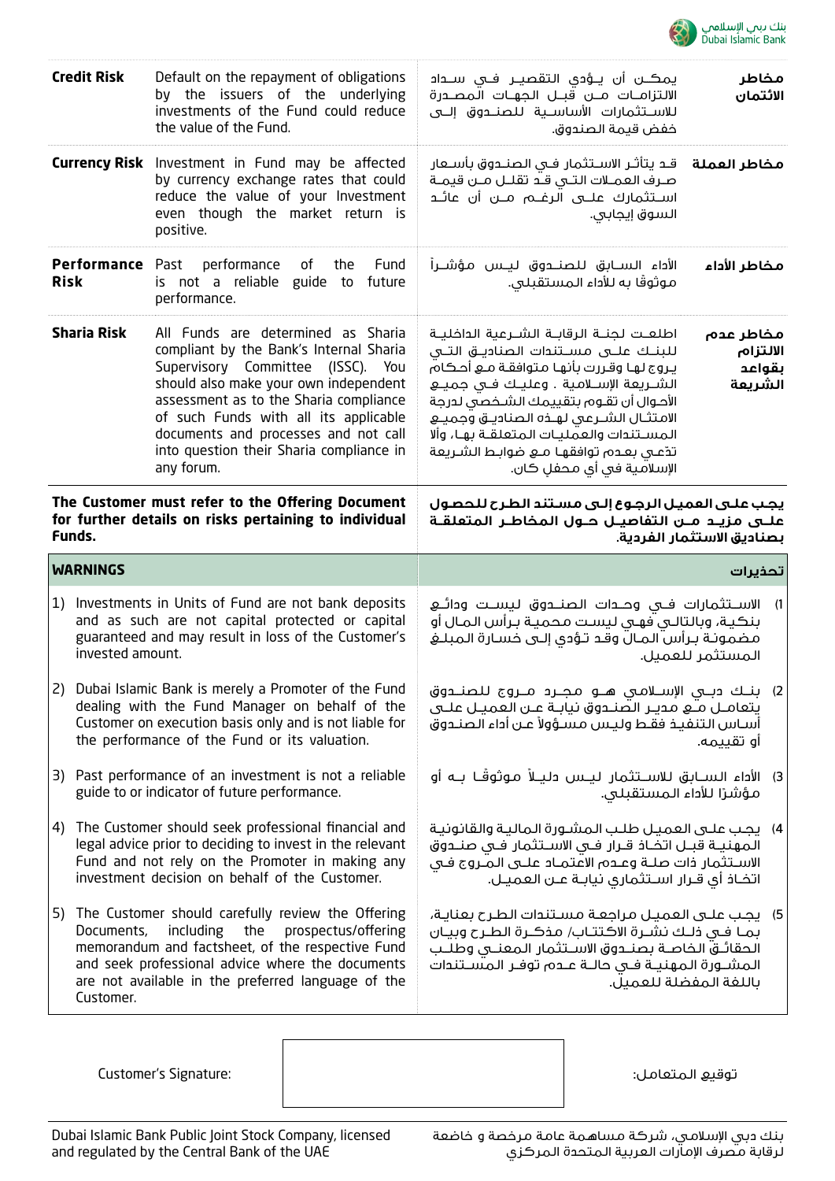| | | | |
|---|---|---|---|
| **Credit Risk** | Default on the repayment of obligations by the issuers of the underlying investments of the Fund could reduce the value of the Fund. | يمكن أن يؤدي التقصير في سداد الالتزامات من قبل الجهات المصدرة للاستثمارات الأساسية للصندوق إلى خفض قيمة الصندوق. | **مخاطر الائتمان** |
| **Currency Risk** | Investment in Fund may be affected by currency exchange rates that could reduce the value of your Investment even though the market return is positive. | قد يتأثر الاستثمار في الصندوق بأسعار صرف العملات التي قد تقلل من قيمة استثمارك على الرغم من أن عائد السوق إيجابي. | **مخاطر العملة** |
| **Performance Risk** | Past performance of the Fund is not a reliable guide to future performance. | الأداء السابق للصندوق ليس مؤشراً موثوقاً به للأداء المستقبلي. | **مخاطر الأداء** |
| **Sharia Risk** | All Funds are determined as Sharia compliant by the Bank's Internal Sharia Supervisory Committee (ISSC). You should also make your own independent assessment as to the Sharia compliance of such Funds with all its applicable documents and processes and not call into question their Sharia compliance in any forum. | اطلعت لجنة الرقابة الشرعية الداخلية للبنك على مستندات الصناديق التي يروج لها وقررت بأنها متوافقة مع أحكام الشريعة الإسلامية . وعليك في جميع الأحوال أن تقوم بتقييمك الشخصي لدرجة الامتثال الشرعي لهذه الصناديق وجميع المستندات والعمليات المتعلقة بها، وألا تدّعي بعدم توافقها مع ضوابط الشريعة الإسلامية في أي محفلٍ كان. | **مخاطر عدم الالتزام بقواعد الشريعة** |

**The Customer must refer to the Offering Document for further details on risks pertaining to individual Funds.**

**يجب على العميل الرجوع إلى مستند الطرح للحصول على مزيد من التفاصيل حول المخاطر المتعلقة بصناديق الاستثمار الفردية.**

| **WARNINGS** | **تحذيرات** |
|---|---|
| 1) Investments in Units of Fund are not bank deposits and as such are not capital protected or capital guaranteed and may result in loss of the Customer's invested amount. | 1) الاستثمارات في وحدات الصندوق ليست ودائع بنكية، وبالتالي فهي ليست محمية برأس المال أو مضمونة برأس المال وقد تؤدي إلى خسارة المبلغ المستثمر للعميل. |
| 2) Dubai Islamic Bank is merely a Promoter of the Fund dealing with the Fund Manager on behalf of the Customer on execution basis only and is not liable for the performance of the Fund or its valuation. | 2) بنك دبي الإسلامي هو مجرد مروج للصندوق يتعامل مع مدير الصندوق نيابة عن العميل على أساس التنفيذ فقط وليس مسؤولاً عن أداء الصندوق أو تقييمه. |
| 3) Past performance of an investment is not a reliable guide to or indicator of future performance. | 3) الأداء السابق للاستثمار ليس دليلاً موثوقًا به أو مؤشرًا للأداء المستقبلي. |
| 4) The Customer should seek professional financial and legal advice prior to deciding to invest in the relevant Fund and not rely on the Promoter in making any investment decision on behalf of the Customer. | 4) يجب على العميل طلب المشورة المالية والقانونية المهنية قبل اتخاذ قرار في الاستثمار في صندوق الاستثمار ذات صلة وعدم الاعتماد على المروج في اتخاذ أي قرار استثماري نيابة عن العميل. |
| 5) The Customer should carefully review the Offering Documents, including the prospectus/offering memorandum and factsheet, of the respective Fund and seek professional advice where the documents are not available in the preferred language of the Customer. | 5) يجب على العميل مراجعة مستندات الطرح بعناية، بما في ذلك نشرة الاكتتاب/ مذكرة الطرح وبيان الحقائق الخاصة بصندوق الاستثمار المعني وطلب المشورة المهنية في حالة عدم توفر المستندات باللغة المفضلة للعميل. |

Customer's Signature: ______________________ :توقيع المتعامل

Dubai Islamic Bank Public Joint Stock Company, licensed and regulated by the Central Bank of the UAE

بنك دبي الإسلامي، شركة مساهمة عامة مرخصة و خاضعة لرقابة مصرف الإمارات العربية المتحدة المركزي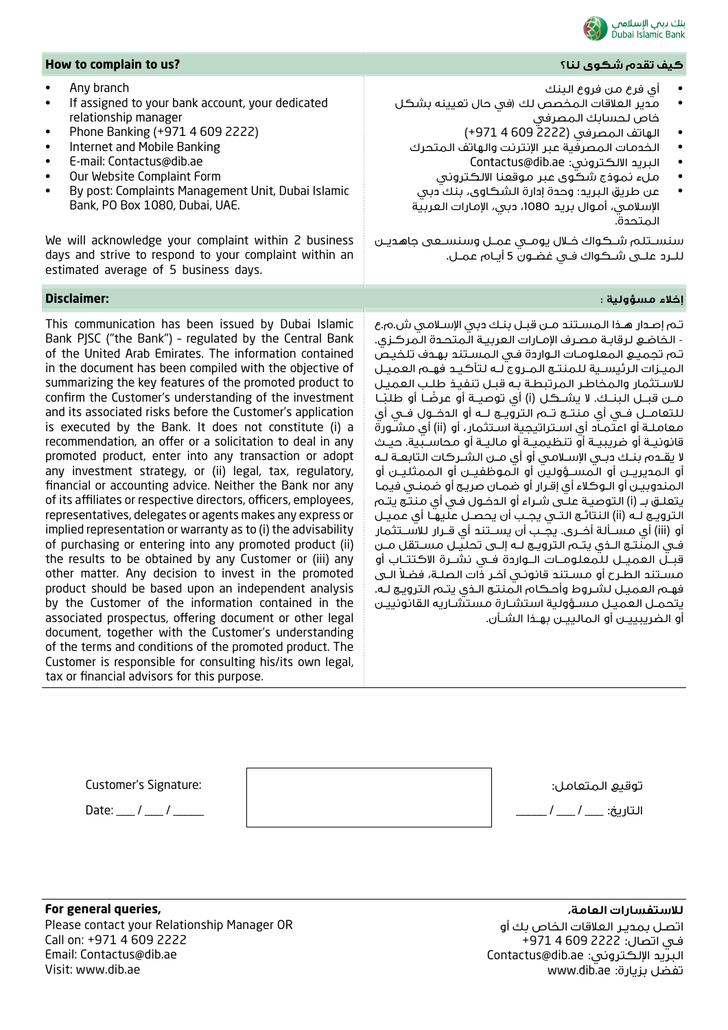## How to complain to us?

- Any branch
- If assigned to your bank account, your dedicated relationship manager
- Phone Banking (+971 4 609 2222)
- Internet and Mobile Banking
- E-mail: Contactus@dib.ae
- Our Website Complaint Form
- By post: Complaints Management Unit, Dubai Islamic Bank, PO Box 1080, Dubai, UAE.

We will acknowledge your complaint within 2 business days and strive to respond to your complaint within an estimated average of 5 business days.

## كيف تقدم شكوى لنا؟

- أي فرع من فروع البنك
- مدير العلاقات المخصص لك (في حال تعيينه بشكل خاص لحسابك المصرفي
- الهاتف المصرفي (2222 609 4 971+)
- الخدمات المصرفية عبر الإنترنت والهاتف المتحرك
- البريد الالكتروني: Contactus@dib.ae
- ملء نموذج شكوى عبر موقعنا الالكتروني
- عن طريق البريد: وحدة إدارة الشكاوى، بنك دبي الإسلامي، أموال بريد 1080، دبي، الإمارات العربية المتحدة.

سنستلم شكواك خلال يومي عمل وسنسعى جاهدين للرد على شكواك في غضون 5 أيام عمل.

## Disclaimer:

This communication has been issued by Dubai Islamic Bank PJSC ("the Bank") - regulated by the Central Bank of the United Arab Emirates. The information contained in the document has been compiled with the objective of summarizing the key features of the promoted product to confirm the Customer's understanding of the investment and its associated risks before the Customer's application is executed by the Bank. It does not constitute (i) a recommendation, an offer or a solicitation to deal in any promoted product, enter into any transaction or adopt any investment strategy, or (ii) legal, tax, regulatory, financial or accounting advice. Neither the Bank nor any of its affiliates or respective directors, officers, employees, representatives, delegates or agents makes any express or implied representation or warranty as to (i) the advisability of purchasing or entering into any promoted product (ii) the results to be obtained by any Customer or (iii) any other matter. Any decision to invest in the promoted product should be based upon an independent analysis by the Customer of the information contained in the associated prospectus, offering document or other legal document, together with the Customer's understanding of the terms and conditions of the promoted product. The Customer is responsible for consulting his/its own legal, tax or financial advisors for this purpose.

## إخلاء مسؤولية :

تم إصدار هذا المستند من قبل بنك دبي الإسلامي ش.م.ع - الخاضع لرقابة مصرف الإمارات العربية المتحدة المركزي. تم تجميع المعلومات الواردة في المستند بهدف تلخيص الميزات الرئيسية للمنتج المروج له لتأكيد فهم العميل للاستثمار والمخاطر المرتبطة به قبل تنفيذ طلب العميل من قبل البنك. لا يشكل (i) أي توصية أو عرضًا أو طلبًا للتعامل في أي منتج تم الترويج له أو الدخول في أي معاملة أو اعتماد أي استراتيجية استثمار، أو (ii) أي مشورة قانونية أو ضريبية أو تنظيمية أو مالية أو محاسبية. حيث لا يقدم بنك دبي الإسلامي أو أي من الشركات التابعة له أو المديرين أو المسؤولين أو الموظفين أو الممثلين أو المندوبين أو الوكلاء أي إقرار أو ضمان صريح أو ضمني فيما يتعلق بـ (i) التوصية على شراء أو الدخول في أي منتج يتم الترويج له (ii) النتائج التي يجب أن يحصل عليها أي عميل أو (iii) أي مسألة أخرى. يجب أن يستند أي قرار للاستثمار في المنتج الذي يتم الترويج له إلى تحليل مستقل من قبل العميل للمعلومات الواردة في نشرة الاكتتاب أو مستند الطرح أو مستند قانوني آخر ذات الصلة، فضلاً الى فهم العميل لشروط وأحكام المنتج الذي يتم الترويج له. يتحمل العميل مسؤولية استشارة مستشاريه القانونيين أو الضريبيين أو الماليين بهذا الشأن.

Customer's Signature:

Date: ___ / ___ / _____

توقيع المتعامل:

التاريخ: ___ / ___ / _____

**For general queries,**
Please contact your Relationship Manager OR
Call on: +971 4 609 2222
Email: Contactus@dib.ae
Visit: www.dib.ae

**للاستفسارات العامة،**
اتصل بمدير العلاقات الخاص بك أو
في اتصال: 2222 609 4 971+
البريد الإلكتروني: Contactus@dib.ae
تفضل بزيارة: www.dib.ae